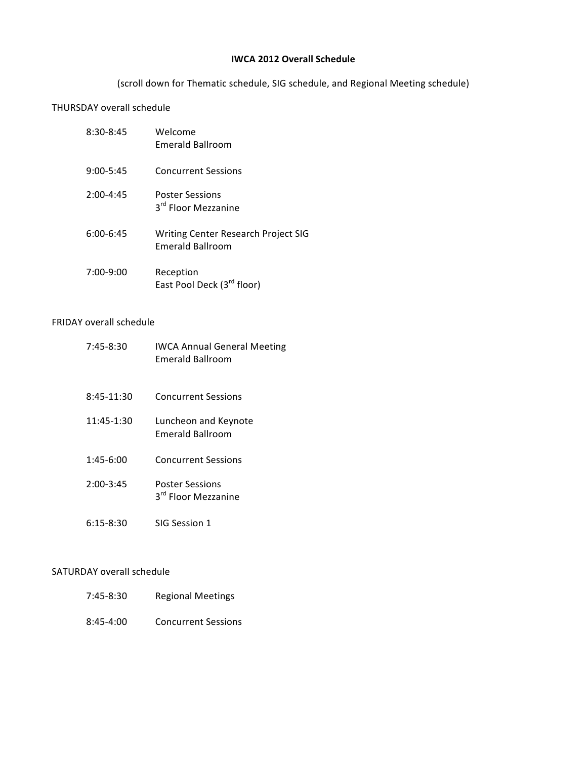# IWCA 2012 Overall Schedule

(scroll down for Thematic schedule, SIG schedule, and Regional Meeting schedule)

## THURSDAY overall schedule

| | |
|---|---|
| 8:30-8:45 | Welcome<br>Emerald Ballroom |
| 9:00-5:45 | Concurrent Sessions |
| 2:00-4:45 | Poster Sessions<br>3rd Floor Mezzanine |
| 6:00-6:45 | Writing Center Research Project SIG<br>Emerald Ballroom |
| 7:00-9:00 | Reception<br>East Pool Deck (3rd floor) |

## FRIDAY overall schedule

| | |
|---|---|
| 7:45-8:30 | IWCA Annual General Meeting<br>Emerald Ballroom |
| 8:45-11:30 | Concurrent Sessions |
| 11:45-1:30 | Luncheon and Keynote<br>Emerald Ballroom |
| 1:45-6:00 | Concurrent Sessions |
| 2:00-3:45 | Poster Sessions<br>3rd Floor Mezzanine |
| 6:15-8:30 | SIG Session 1 |

## SATURDAY overall schedule

| | |
|---|---|
| 7:45-8:30 | Regional Meetings |
| 8:45-4:00 | Concurrent Sessions |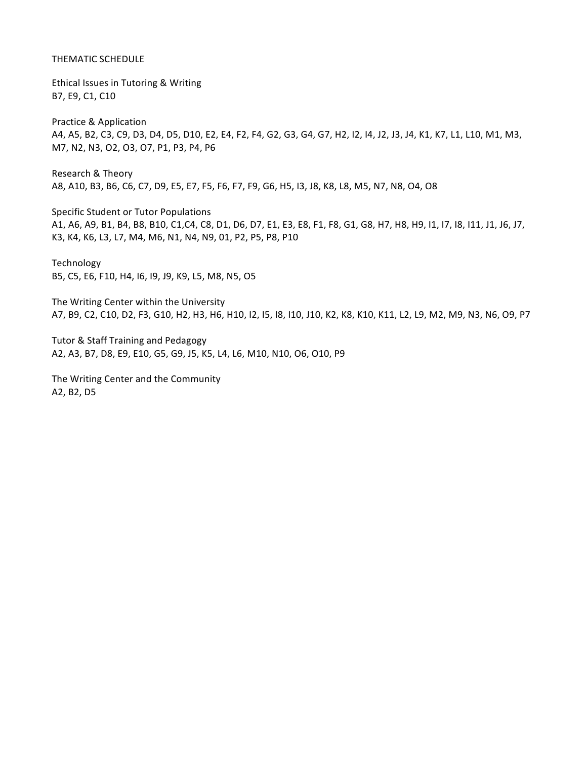THEMATIC SCHEDULE

Ethical Issues in Tutoring & Writing
B7, E9, C1, C10

Practice & Application
A4, A5, B2, C3, C9, D3, D4, D5, D10, E2, E4, F2, F4, G2, G3, G4, G7, H2, I2, I4, J2, J3, J4, K1, K7, L1, L10, M1, M3, M7, N2, N3, O2, O3, O7, P1, P3, P4, P6

Research & Theory
A8, A10, B3, B6, C6, C7, D9, E5, E7, F5, F6, F7, F9, G6, H5, I3, J8, K8, L8, M5, N7, N8, O4, O8

Specific Student or Tutor Populations
A1, A6, A9, B1, B4, B8, B10, C1,C4, C8, D1, D6, D7, E1, E3, E8, F1, F8, G1, G8, H7, H8, H9, I1, I7, I8, I11, J1, J6, J7, K3, K4, K6, L3, L7, M4, M6, N1, N4, N9, 01, P2, P5, P8, P10

Technology
B5, C5, E6, F10, H4, I6, I9, J9, K9, L5, M8, N5, O5

The Writing Center within the University
A7, B9, C2, C10, D2, F3, G10, H2, H3, H6, H10, I2, I5, I8, I10, J10, K2, K8, K10, K11, L2, L9, M2, M9, N3, N6, O9, P7

Tutor & Staff Training and Pedagogy
A2, A3, B7, D8, E9, E10, G5, G9, J5, K5, L4, L6, M10, N10, O6, O10, P9

The Writing Center and the Community
A2, B2, D5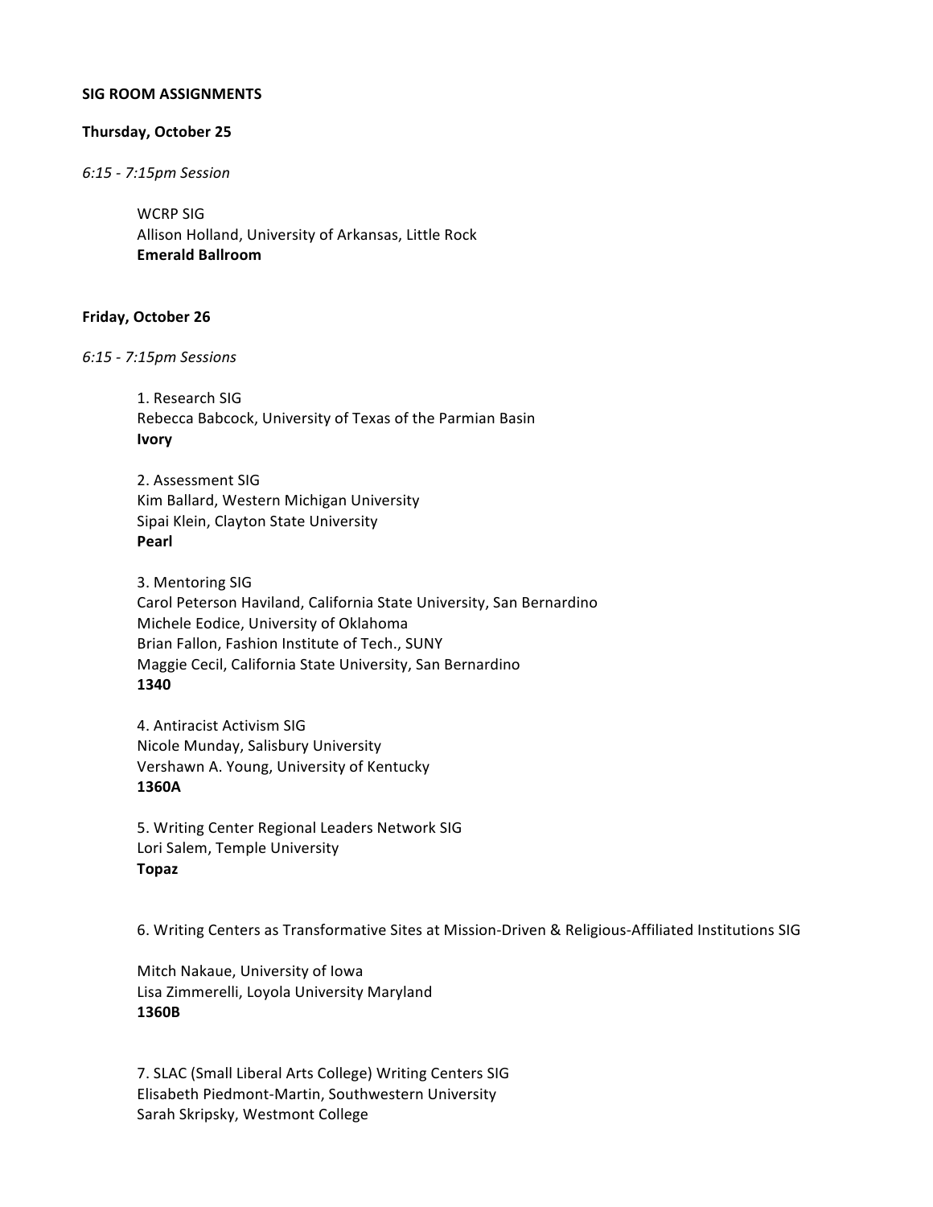**SIG ROOM ASSIGNMENTS**

**Thursday, October 25**

*6:15 - 7:15pm Session*

WCRP SIG
Allison Holland, University of Arkansas, Little Rock
**Emerald Ballroom**

**Friday, October 26**

*6:15 - 7:15pm Sessions*

1. Research SIG
Rebecca Babcock, University of Texas of the Parmian Basin
**Ivory**

2. Assessment SIG
Kim Ballard, Western Michigan University
Sipai Klein, Clayton State University
**Pearl**

3. Mentoring SIG
Carol Peterson Haviland, California State University, San Bernardino
Michele Eodice, University of Oklahoma
Brian Fallon, Fashion Institute of Tech., SUNY
Maggie Cecil, California State University, San Bernardino
**1340**

4. Antiracist Activism SIG
Nicole Munday, Salisbury University
Vershawn A. Young, University of Kentucky
**1360A**

5. Writing Center Regional Leaders Network SIG
Lori Salem, Temple University
**Topaz**

6. Writing Centers as Transformative Sites at Mission-Driven & Religious-Affiliated Institutions SIG

Mitch Nakaue, University of Iowa
Lisa Zimmerelli, Loyola University Maryland
**1360B**

7. SLAC (Small Liberal Arts College) Writing Centers SIG
Elisabeth Piedmont-Martin, Southwestern University
Sarah Skripsky, Westmont College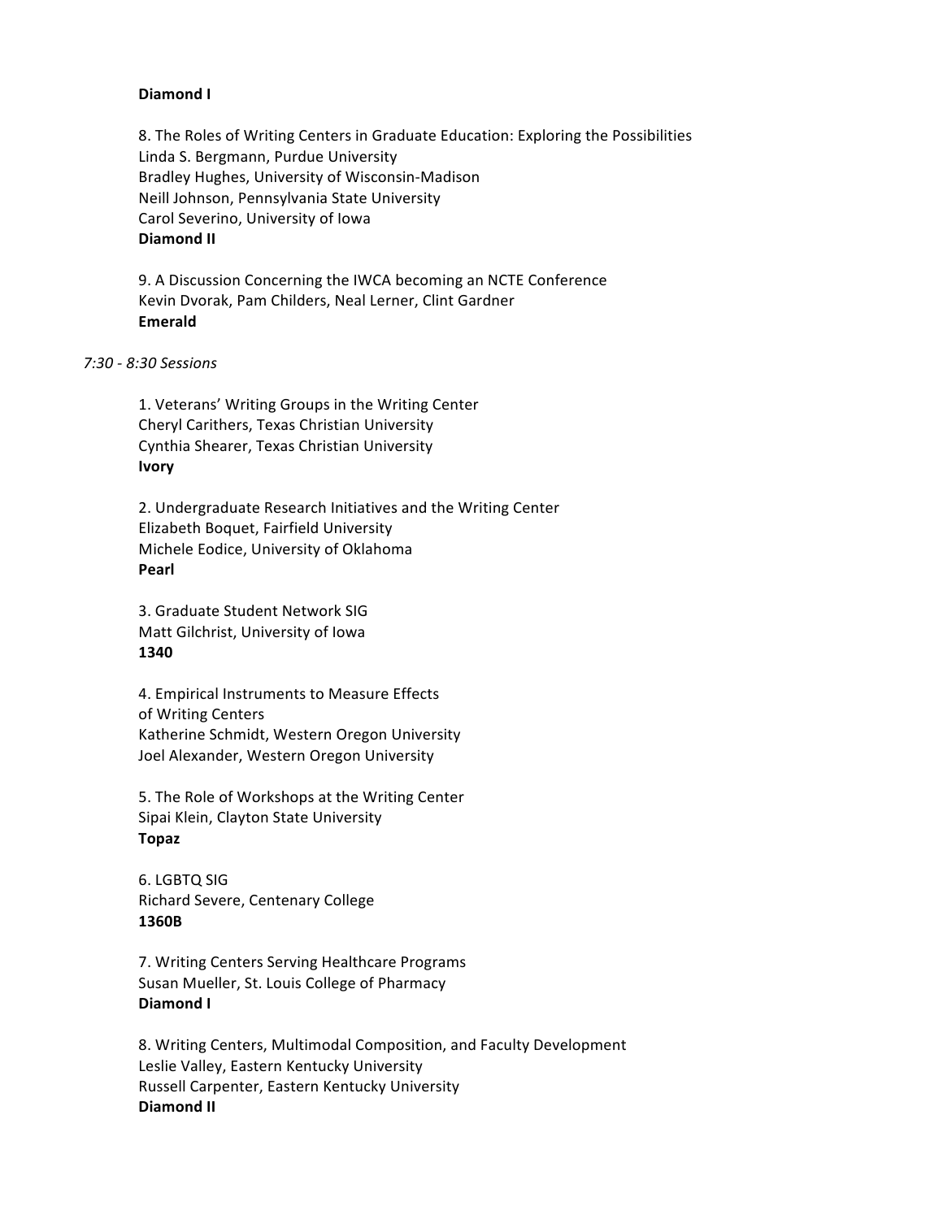**Diamond I**

8. The Roles of Writing Centers in Graduate Education: Exploring the Possibilities
Linda S. Bergmann, Purdue University
Bradley Hughes, University of Wisconsin-Madison
Neill Johnson, Pennsylvania State University
Carol Severino, University of Iowa
**Diamond II**

9. A Discussion Concerning the IWCA becoming an NCTE Conference
Kevin Dvorak, Pam Childers, Neal Lerner, Clint Gardner
**Emerald**

*7:30 - 8:30 Sessions*

1. Veterans' Writing Groups in the Writing Center
Cheryl Carithers, Texas Christian University
Cynthia Shearer, Texas Christian University
**Ivory**

2. Undergraduate Research Initiatives and the Writing Center
Elizabeth Boquet, Fairfield University
Michele Eodice, University of Oklahoma
**Pearl**

3. Graduate Student Network SIG
Matt Gilchrist, University of Iowa
**1340**

4. Empirical Instruments to Measure Effects
of Writing Centers
Katherine Schmidt, Western Oregon University
Joel Alexander, Western Oregon University

5. The Role of Workshops at the Writing Center
Sipai Klein, Clayton State University
**Topaz**

6. LGBTQ SIG
Richard Severe, Centenary College
**1360B**

7. Writing Centers Serving Healthcare Programs
Susan Mueller, St. Louis College of Pharmacy
**Diamond I**

8. Writing Centers, Multimodal Composition, and Faculty Development
Leslie Valley, Eastern Kentucky University
Russell Carpenter, Eastern Kentucky University
**Diamond II**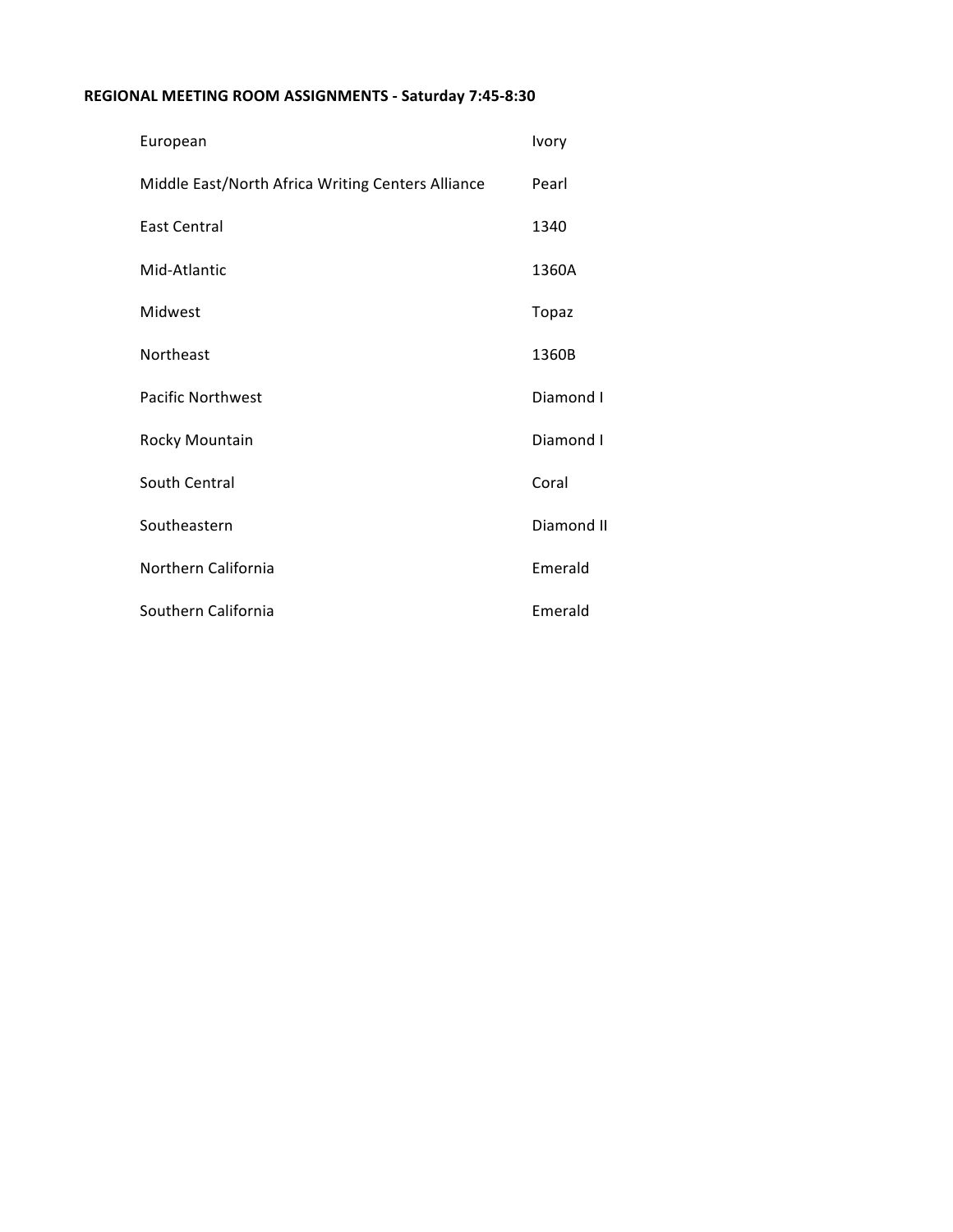**REGIONAL MEETING ROOM ASSIGNMENTS - Saturday 7:45-8:30**

| | |
|---|---|
| European | Ivory |
| Middle East/North Africa Writing Centers Alliance | Pearl |
| East Central | 1340 |
| Mid-Atlantic | 1360A |
| Midwest | Topaz |
| Northeast | 1360B |
| Pacific Northwest | Diamond I |
| Rocky Mountain | Diamond I |
| South Central | Coral |
| Southeastern | Diamond II |
| Northern California | Emerald |
| Southern California | Emerald |